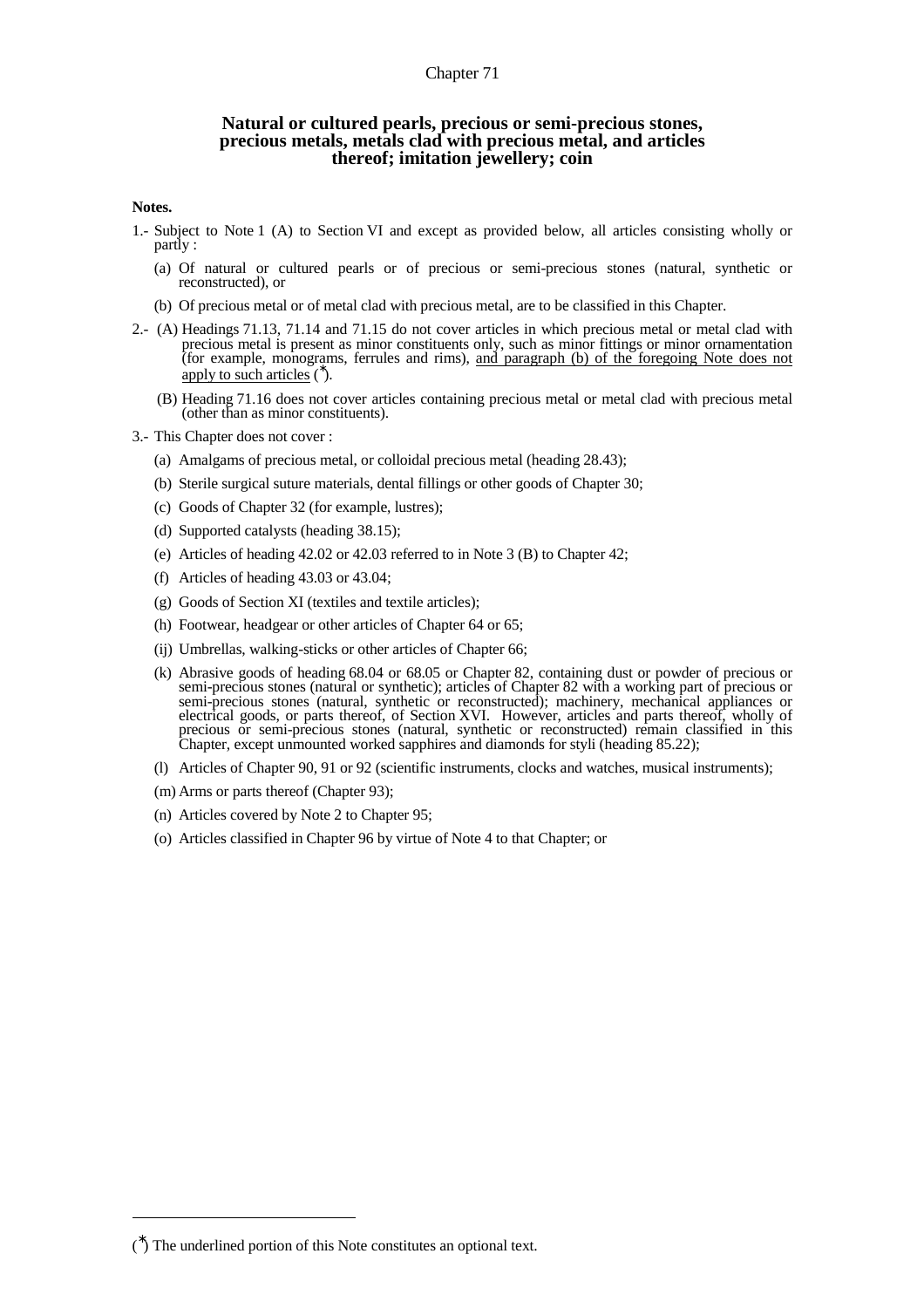# Chapter 71

## Natural or cultured pearls, precious or semi-precious stones, precious metals, metals clad with precious metal, and articles thereof; imitation jewellery; coin

**Notes.**

1.- Subject to Note 1 (A) to Section VI and except as provided below, all articles consisting wholly or partly :

   (a) Of natural or cultured pearls or of precious or semi-precious stones (natural, synthetic or reconstructed), or

   (b) Of precious metal or of metal clad with precious metal, are to be classified in this Chapter.

2.- (A) Headings 71.13, 71.14 and 71.15 do not cover articles in which precious metal or metal clad with precious metal is present as minor constituents only, such as minor fittings or minor ornamentation (for example, monograms, ferrules and rims), <u>and paragraph (b) of the foregoing Note does not apply to such articles</u> (*).

   (B) Heading 71.16 does not cover articles containing precious metal or metal clad with precious metal (other than as minor constituents).

3.- This Chapter does not cover :

   (a) Amalgams of precious metal, or colloidal precious metal (heading 28.43);

   (b) Sterile surgical suture materials, dental fillings or other goods of Chapter 30;

   (c) Goods of Chapter 32 (for example, lustres);

   (d) Supported catalysts (heading 38.15);

   (e) Articles of heading 42.02 or 42.03 referred to in Note 3 (B) to Chapter 42;

   (f) Articles of heading 43.03 or 43.04;

   (g) Goods of Section XI (textiles and textile articles);

   (h) Footwear, headgear or other articles of Chapter 64 or 65;

   (ij) Umbrellas, walking-sticks or other articles of Chapter 66;

   (k) Abrasive goods of heading 68.04 or 68.05 or Chapter 82, containing dust or powder of precious or semi-precious stones (natural or synthetic); articles of Chapter 82 with a working part of precious or semi-precious stones (natural, synthetic or reconstructed); machinery, mechanical appliances or electrical goods, or parts thereof, of Section XVI. However, articles and parts thereof, wholly of precious or semi-precious stones (natural, synthetic or reconstructed) remain classified in this Chapter, except unmounted worked sapphires and diamonds for styli (heading 85.22);

   (l) Articles of Chapter 90, 91 or 92 (scientific instruments, clocks and watches, musical instruments);

   (m) Arms or parts thereof (Chapter 93);

   (n) Articles covered by Note 2 to Chapter 95;

   (o) Articles classified in Chapter 96 by virtue of Note 4 to that Chapter; or

---

(*) The underlined portion of this Note constitutes an optional text.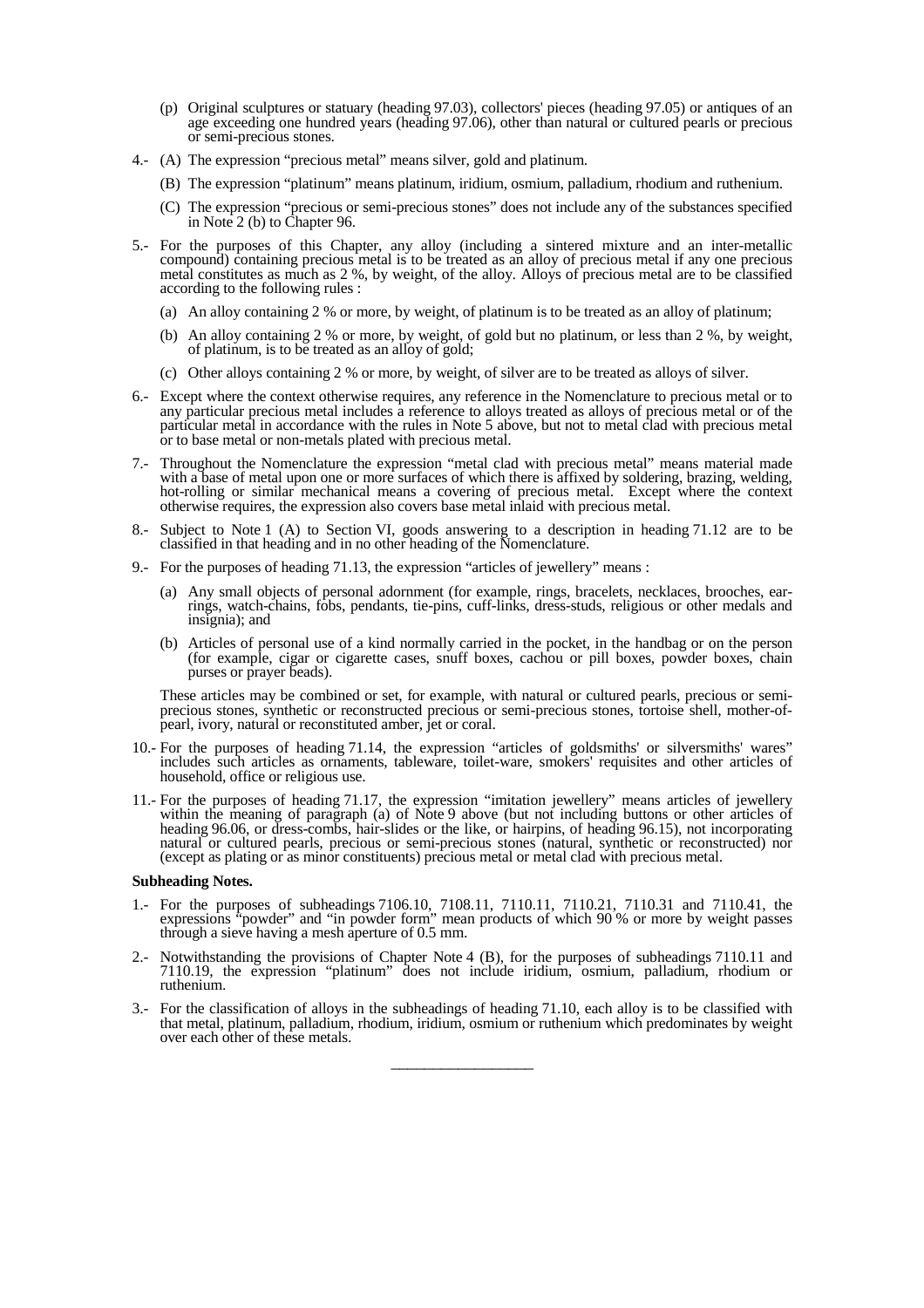(p) Original sculptures or statuary (heading 97.03), collectors' pieces (heading 97.05) or antiques of an age exceeding one hundred years (heading 97.06), other than natural or cultured pearls or precious or semi-precious stones.

4.- (A) The expression "precious metal" means silver, gold and platinum.

(B) The expression "platinum" means platinum, iridium, osmium, palladium, rhodium and ruthenium.

(C) The expression "precious or semi-precious stones" does not include any of the substances specified in Note 2 (b) to Chapter 96.

5.- For the purposes of this Chapter, any alloy (including a sintered mixture and an inter-metallic compound) containing precious metal is to be treated as an alloy of precious metal if any one precious metal constitutes as much as 2 %, by weight, of the alloy. Alloys of precious metal are to be classified according to the following rules :

(a) An alloy containing 2 % or more, by weight, of platinum is to be treated as an alloy of platinum;

(b) An alloy containing 2 % or more, by weight, of gold but no platinum, or less than 2 %, by weight, of platinum, is to be treated as an alloy of gold;

(c) Other alloys containing 2 % or more, by weight, of silver are to be treated as alloys of silver.

6.- Except where the context otherwise requires, any reference in the Nomenclature to precious metal or to any particular precious metal includes a reference to alloys treated as alloys of precious metal or of the particular metal in accordance with the rules in Note 5 above, but not to metal clad with precious metal or to base metal or non-metals plated with precious metal.

7.- Throughout the Nomenclature the expression "metal clad with precious metal" means material made with a base of metal upon one or more surfaces of which there is affixed by soldering, brazing, welding, hot-rolling or similar mechanical means a covering of precious metal. Except where the context otherwise requires, the expression also covers base metal inlaid with precious metal.

8.- Subject to Note 1 (A) to Section VI, goods answering to a description in heading 71.12 are to be classified in that heading and in no other heading of the Nomenclature.

9.- For the purposes of heading 71.13, the expression "articles of jewellery" means :

(a) Any small objects of personal adornment (for example, rings, bracelets, necklaces, brooches, ear-rings, watch-chains, fobs, pendants, tie-pins, cuff-links, dress-studs, religious or other medals and insignia); and

(b) Articles of personal use of a kind normally carried in the pocket, in the handbag or on the person (for example, cigar or cigarette cases, snuff boxes, cachou or pill boxes, powder boxes, chain purses or prayer beads).

These articles may be combined or set, for example, with natural or cultured pearls, precious or semi-precious stones, synthetic or reconstructed precious or semi-precious stones, tortoise shell, mother-of-pearl, ivory, natural or reconstituted amber, jet or coral.

10.- For the purposes of heading 71.14, the expression "articles of goldsmiths' or silversmiths' wares" includes such articles as ornaments, tableware, toilet-ware, smokers' requisites and other articles of household, office or religious use.

11.- For the purposes of heading 71.17, the expression "imitation jewellery" means articles of jewellery within the meaning of paragraph (a) of Note 9 above (but not including buttons or other articles of heading 96.06, or dress-combs, hair-slides or the like, or hairpins, of heading 96.15), not incorporating natural or cultured pearls, precious or semi-precious stones (natural, synthetic or reconstructed) nor (except as plating or as minor constituents) precious metal or metal clad with precious metal.

**Subheading Notes.**

1.- For the purposes of subheadings 7106.10, 7108.11, 7110.11, 7110.21, 7110.31 and 7110.41, the expressions "powder" and "in powder form" mean products of which 90 % or more by weight passes through a sieve having a mesh aperture of 0.5 mm.

2.- Notwithstanding the provisions of Chapter Note 4 (B), for the purposes of subheadings 7110.11 and 7110.19, the expression "platinum" does not include iridium, osmium, palladium, rhodium or ruthenium.

3.- For the classification of alloys in the subheadings of heading 71.10, each alloy is to be classified with that metal, platinum, palladium, rhodium, iridium, osmium or ruthenium which predominates by weight over each other of these metals.

___________________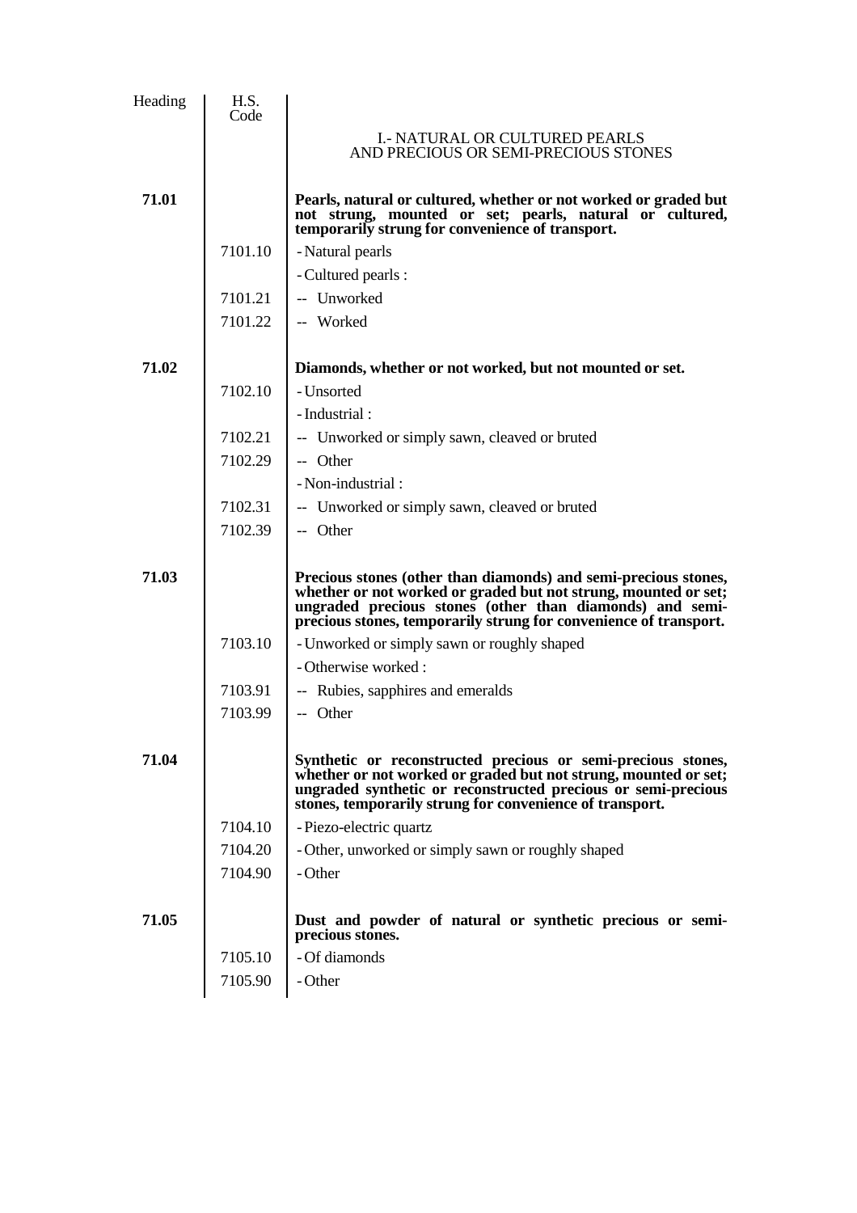| Heading | H.S. Code | |
|---|---|---|
| | | I.- NATURAL OR CULTURED PEARLS AND PRECIOUS OR SEMI-PRECIOUS STONES |
| **71.01** | | **Pearls, natural or cultured, whether or not worked or graded but not strung, mounted or set; pearls, natural or cultured, temporarily strung for convenience of transport.** |
| | 7101.10 | - Natural pearls |
| | | - Cultured pearls : |
| | 7101.21 | -- Unworked |
| | 7101.22 | -- Worked |
| **71.02** | | **Diamonds, whether or not worked, but not mounted or set.** |
| | 7102.10 | - Unsorted |
| | | - Industrial : |
| | 7102.21 | -- Unworked or simply sawn, cleaved or bruted |
| | 7102.29 | -- Other |
| | | - Non-industrial : |
| | 7102.31 | -- Unworked or simply sawn, cleaved or bruted |
| | 7102.39 | -- Other |
| **71.03** | | **Precious stones (other than diamonds) and semi-precious stones, whether or not worked or graded but not strung, mounted or set; ungraded precious stones (other than diamonds) and semi-precious stones, temporarily strung for convenience of transport.** |
| | 7103.10 | - Unworked or simply sawn or roughly shaped |
| | | - Otherwise worked : |
| | 7103.91 | -- Rubies, sapphires and emeralds |
| | 7103.99 | -- Other |
| **71.04** | | **Synthetic or reconstructed precious or semi-precious stones, whether or not worked or graded but not strung, mounted or set; ungraded synthetic or reconstructed precious or semi-precious stones, temporarily strung for convenience of transport.** |
| | 7104.10 | - Piezo-electric quartz |
| | 7104.20 | - Other, unworked or simply sawn or roughly shaped |
| | 7104.90 | - Other |
| **71.05** | | **Dust and powder of natural or synthetic precious or semi-precious stones.** |
| | 7105.10 | - Of diamonds |
| | 7105.90 | - Other |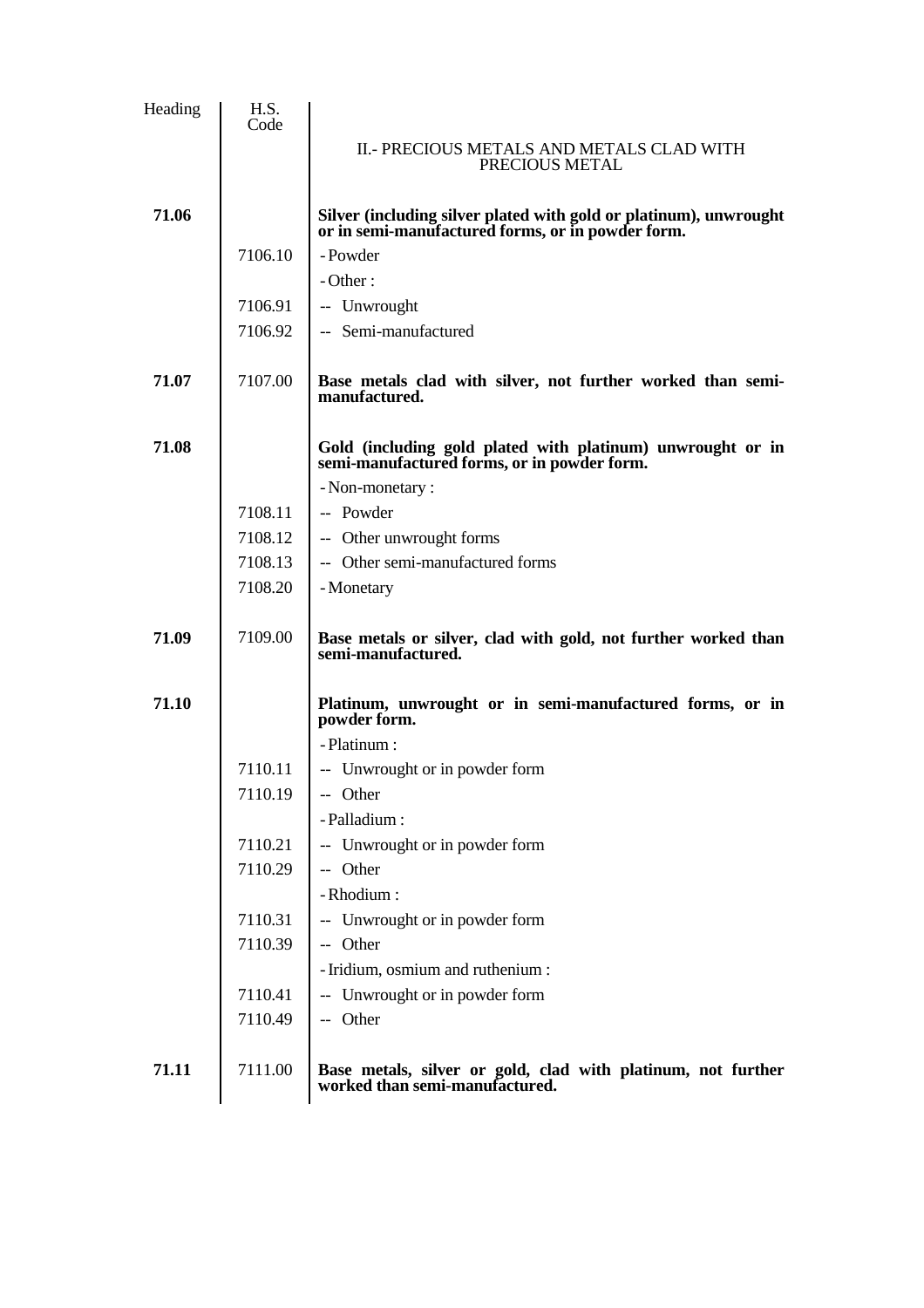| Heading | H.S. Code | |
|---|---|---|
| | | II.- PRECIOUS METALS AND METALS CLAD WITH PRECIOUS METAL |
| **71.06** | | **Silver (including silver plated with gold or platinum), unwrought or in semi-manufactured forms, or in powder form.** |
| | 7106.10 | - Powder |
| | | - Other : |
| | 7106.91 | -- Unwrought |
| | 7106.92 | -- Semi-manufactured |
| **71.07** | 7107.00 | **Base metals clad with silver, not further worked than semi-manufactured.** |
| **71.08** | | **Gold (including gold plated with platinum) unwrought or in semi-manufactured forms, or in powder form.** |
| | | - Non-monetary : |
| | 7108.11 | -- Powder |
| | 7108.12 | -- Other unwrought forms |
| | 7108.13 | -- Other semi-manufactured forms |
| | 7108.20 | - Monetary |
| **71.09** | 7109.00 | **Base metals or silver, clad with gold, not further worked than semi-manufactured.** |
| **71.10** | | **Platinum, unwrought or in semi-manufactured forms, or in powder form.** |
| | | - Platinum : |
| | 7110.11 | -- Unwrought or in powder form |
| | 7110.19 | -- Other |
| | | - Palladium : |
| | 7110.21 | -- Unwrought or in powder form |
| | 7110.29 | -- Other |
| | | - Rhodium : |
| | 7110.31 | -- Unwrought or in powder form |
| | 7110.39 | -- Other |
| | | - Iridium, osmium and ruthenium : |
| | 7110.41 | -- Unwrought or in powder form |
| | 7110.49 | -- Other |
| **71.11** | 7111.00 | **Base metals, silver or gold, clad with platinum, not further worked than semi-manufactured.** |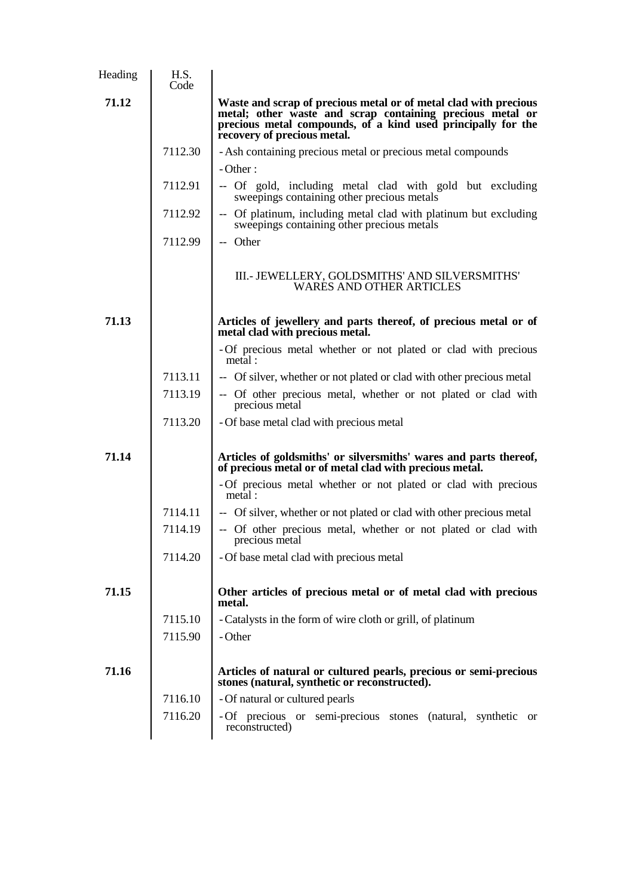| Heading | H.S. Code | |
|---|---|---|
| **71.12** | | **Waste and scrap of precious metal or of metal clad with precious metal; other waste and scrap containing precious metal or precious metal compounds, of a kind used principally for the recovery of precious metal.** |
| | 7112.30 | - Ash containing precious metal or precious metal compounds |
| | | - Other : |
| | 7112.91 | -- Of gold, including metal clad with gold but excluding sweepings containing other precious metals |
| | 7112.92 | -- Of platinum, including metal clad with platinum but excluding sweepings containing other precious metals |
| | 7112.99 | -- Other |
| | | III.- JEWELLERY, GOLDSMITHS' AND SILVERSMITHS' WARES AND OTHER ARTICLES |
| **71.13** | | **Articles of jewellery and parts thereof, of precious metal or of metal clad with precious metal.** |
| | | - Of precious metal whether or not plated or clad with precious metal : |
| | 7113.11 | -- Of silver, whether or not plated or clad with other precious metal |
| | 7113.19 | -- Of other precious metal, whether or not plated or clad with precious metal |
| | 7113.20 | - Of base metal clad with precious metal |
| **71.14** | | **Articles of goldsmiths' or silversmiths' wares and parts thereof, of precious metal or of metal clad with precious metal.** |
| | | - Of precious metal whether or not plated or clad with precious metal : |
| | 7114.11 | -- Of silver, whether or not plated or clad with other precious metal |
| | 7114.19 | -- Of other precious metal, whether or not plated or clad with precious metal |
| | 7114.20 | - Of base metal clad with precious metal |
| **71.15** | | **Other articles of precious metal or of metal clad with precious metal.** |
| | 7115.10 | - Catalysts in the form of wire cloth or grill, of platinum |
| | 7115.90 | - Other |
| **71.16** | | **Articles of natural or cultured pearls, precious or semi-precious stones (natural, synthetic or reconstructed).** |
| | 7116.10 | - Of natural or cultured pearls |
| | 7116.20 | - Of precious or semi-precious stones (natural, synthetic or reconstructed) |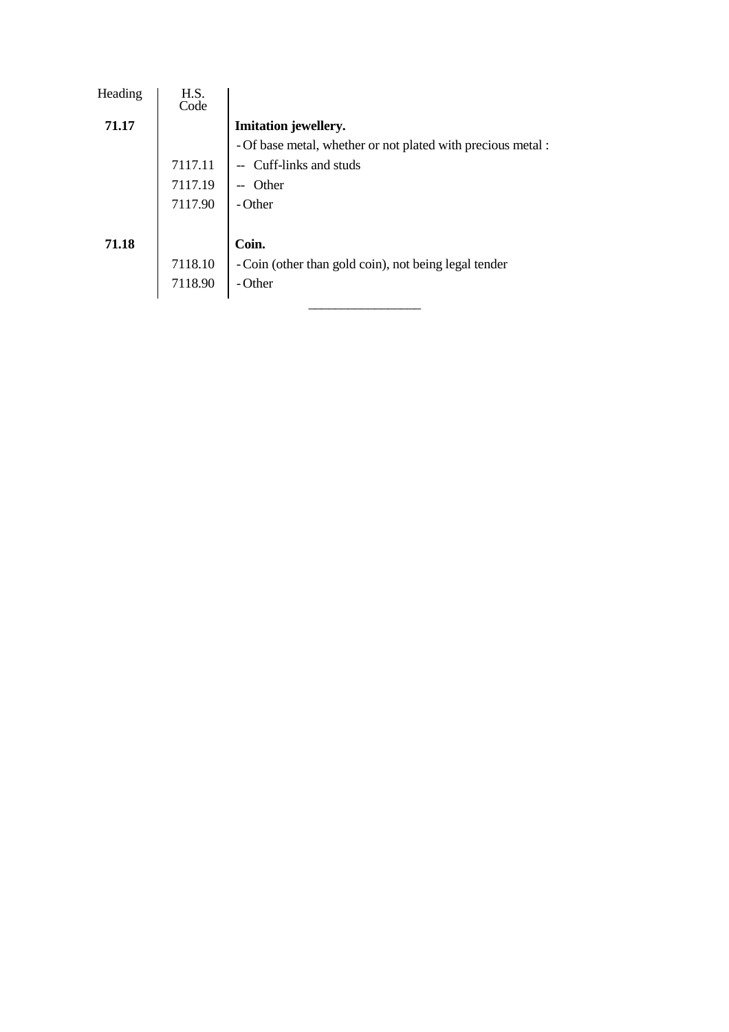| Heading | H.S. Code | |
|---|---|---|
| **71.17** | | **Imitation jewellery.** |
| | | - Of base metal, whether or not plated with precious metal : |
| | 7117.11 | -- Cuff-links and studs |
| | 7117.19 | -- Other |
| | 7117.90 | - Other |
| | | |
| **71.18** | | **Coin.** |
| | 7118.10 | - Coin (other than gold coin), not being legal tender |
| | 7118.90 | - Other |

___________________